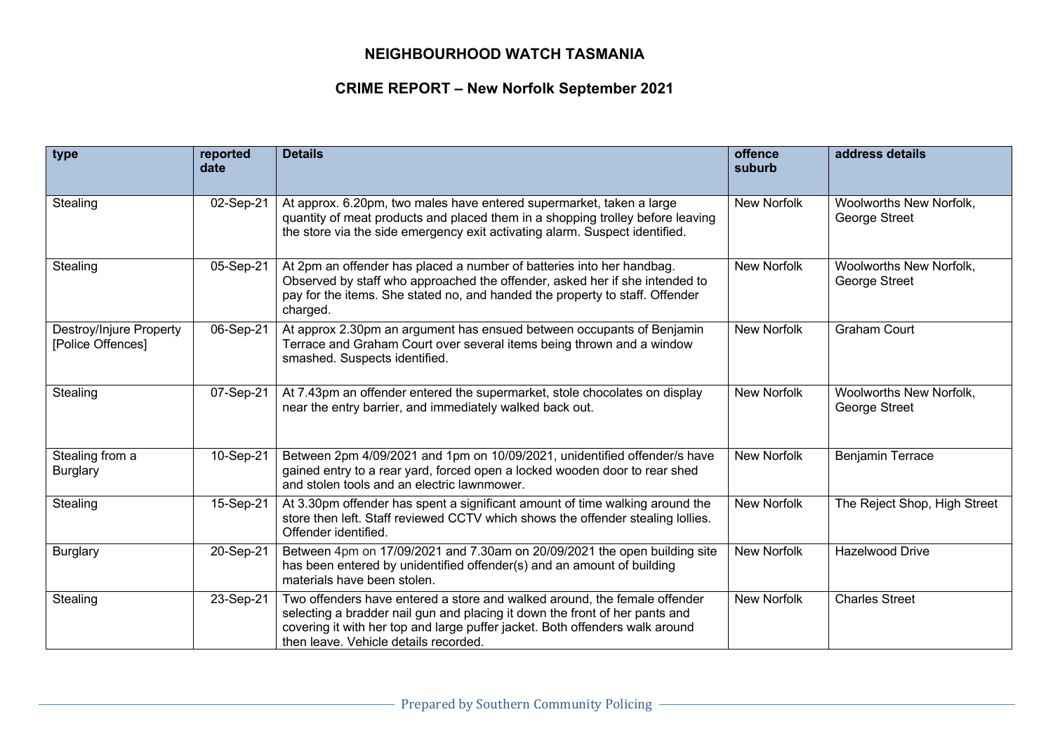# NEIGHBOURHOOD WATCH TASMANIA

## CRIME REPORT – New Norfolk September 2021

| type | reported date | Details | offence suburb | address details |
|---|---|---|---|---|
| Stealing | 02-Sep-21 | At approx. 6.20pm, two males have entered supermarket, taken a large quantity of meat products and placed them in a shopping trolley before leaving the store via the side emergency exit activating alarm. Suspect identified. | New Norfolk | Woolworths New Norfolk, George Street |
| Stealing | 05-Sep-21 | At 2pm an offender has placed a number of batteries into her handbag. Observed by staff who approached the offender, asked her if she intended to pay for the items. She stated no, and handed the property to staff. Offender charged. | New Norfolk | Woolworths New Norfolk, George Street |
| Destroy/Injure Property [Police Offences] | 06-Sep-21 | At approx 2.30pm an argument has ensued between occupants of Benjamin Terrace and Graham Court over several items being thrown and a window smashed. Suspects identified. | New Norfolk | Graham Court |
| Stealing | 07-Sep-21 | At 7.43pm an offender entered the supermarket, stole chocolates on display near the entry barrier, and immediately walked back out. | New Norfolk | Woolworths New Norfolk, George Street |
| Stealing from a Burglary | 10-Sep-21 | Between 2pm 4/09/2021 and 1pm on 10/09/2021, unidentified offender/s have gained entry to a rear yard, forced open a locked wooden door to rear shed and stolen tools and an electric lawnmower. | New Norfolk | Benjamin Terrace |
| Stealing | 15-Sep-21 | At 3.30pm offender has spent a significant amount of time walking around the store then left. Staff reviewed CCTV which shows the offender stealing lollies. Offender identified. | New Norfolk | The Reject Shop, High Street |
| Burglary | 20-Sep-21 | Between 4pm on 17/09/2021 and 7.30am on 20/09/2021 the open building site has been entered by unidentified offender(s) and an amount of building materials have been stolen. | New Norfolk | Hazelwood Drive |
| Stealing | 23-Sep-21 | Two offenders have entered a store and walked around, the female offender selecting a bradder nail gun and placing it down the front of her pants and covering it with her top and large puffer jacket. Both offenders walk around then leave. Vehicle details recorded. | New Norfolk | Charles Street |

Prepared by Southern Community Policing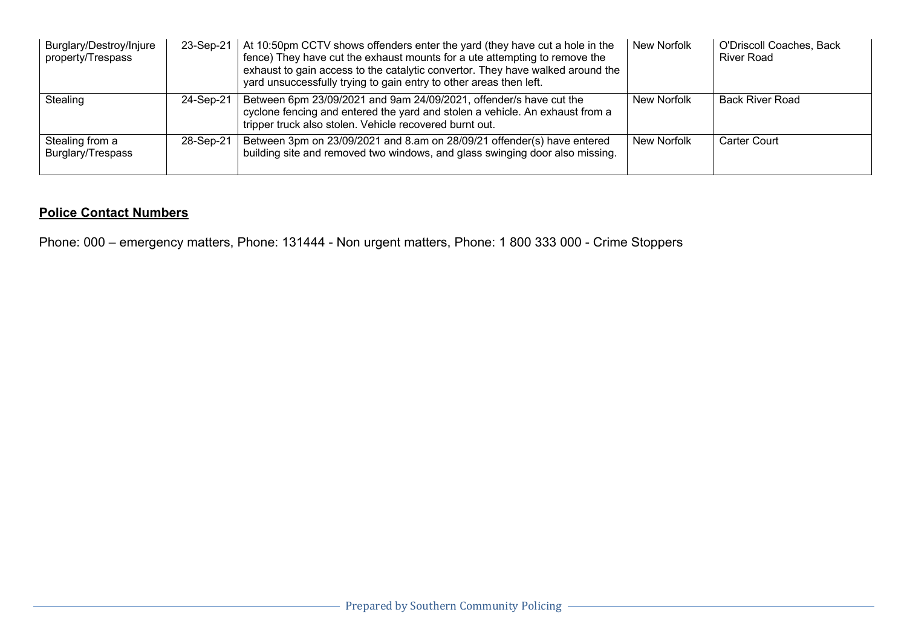| | | | | |
|---|---|---|---|---|
| Burglary/Destroy/Injure property/Trespass | 23-Sep-21 | At 10:50pm CCTV shows offenders enter the yard (they have cut a hole in the fence) They have cut the exhaust mounts for a ute attempting to remove the exhaust to gain access to the catalytic convertor. They have walked around the yard unsuccessfully trying to gain entry to other areas then left. | New Norfolk | O'Driscoll Coaches, Back River Road |
| Stealing | 24-Sep-21 | Between 6pm 23/09/2021 and 9am 24/09/2021, offender/s have cut the cyclone fencing and entered the yard and stolen a vehicle. An exhaust from a tripper truck also stolen. Vehicle recovered burnt out. | New Norfolk | Back River Road |
| Stealing from a Burglary/Trespass | 28-Sep-21 | Between 3pm on 23/09/2021 and 8.am on 28/09/21 offender(s) have entered building site and removed two windows, and glass swinging door also missing. | New Norfolk | Carter Court |

**Police Contact Numbers**

Phone: 000 – emergency matters, Phone: 131444 - Non urgent matters, Phone: 1 800 333 000 - Crime Stoppers